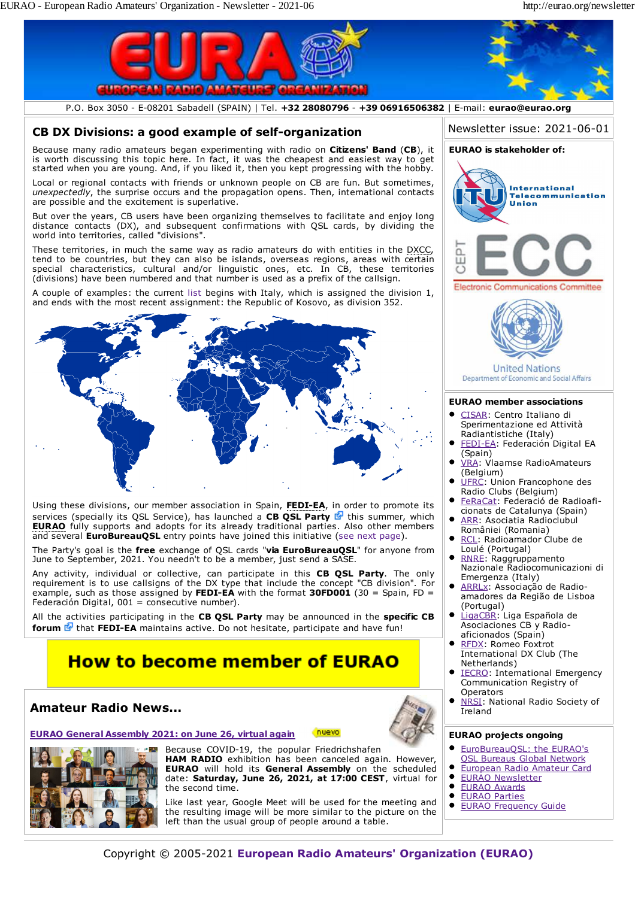P.O. Box 3050 - E-08201 Sabadell (SPAIN) | Tel. **+32 28080796** - **+39 06916506382** | E-mail: **eurao@eurao.org**

## CB DX Divisions: a good example of self-organization

Because many radio amateurs began experimenting with radio on **Citizens' Band** (**CB**), it is worth discussing this topic here. In fact, it was the cheapest and easiest way to get started when you are young. And, if you liked it, then you kept progressing with the hobby.

Local or regional contacts with friends or unknown people on CB are fun. But sometimes, *unexpectedly*, the surprise occurs and the propagation opens. Then, international contacts are possible and the excitement is superlative.

But over the years, CB users have been organizing themselves to facilitate and enjoy long distance contacts (DX), and subsequent confirmations with QSL cards, by dividing the world into territories, called "divisions".

These territories, in much the same way as radio amateurs do with entities in the DXCC, tend to be countries, but they can also be islands, overseas regions, areas with certain special characteristics, cultural and/or linguistic ones, etc. In CB, these territories (divisions) have been numbered and that number is used as a prefix of the callsign.

A couple of examples: the current list begins with Italy, which is assigned the division 1, and ends with the most recent assignment: the Republic of Kosovo, as division 352.

Using these divisions, our member association in Spain, **FEDI-EA**, in order to promote its services (specially its QSL Service), has launched a **CB QSL Party** this summer, which **EURAO** fully supports and adopts for its already traditional parties. Also other members and several **EuroBureauQSL** entry points have joined this initiative (see next page).

The Party's goal is the **free** exchange of QSL cards "**via EuroBureauQSL**" for anyone from June to September, 2021. You needn't to be a member, just send a SASE.

Any activity, individual or collective, can participate in this **CB QSL Party**. The only requirement is to use callsigns of the DX type that include the concept "CB division". For example, such as those assigned by **FEDI-EA** with the format **30FD001** (30 = Spain, FD = Federación Digital, 001 = consecutive number).

All the activities participating in the **CB QSL Party** may be announced in the **specific CB forum** that **FEDI-EA** maintains active. Do not hesitate, participate and have fun!

**How to become member of EURAO**

## Amateur Radio News...

### EURAO General Assembly 2021: on June 26, virtual again

nuevo

Because COVID-19, the popular Friedrichshafen **HAM RADIO** exhibition has been canceled again. However, **EURAO** will hold its **General Assembly** on the scheduled date: **Saturday, June 26, 2021, at 17:00 CEST**, virtual for the second time.

Like last year, Google Meet will be used for the meeting and the resulting image will be more similar to the picture on the left than the usual group of people around a table.

---

Newsletter issue: 2021-06-01

**EURAO is stakeholder of:**

- International Telecommunication Union
- CEPT ECC Electronic Communications Committee
- United Nations Department of Economic and Social Affairs

**EURAO member associations**

- CISAR: Centro Italiano di Sperimentazione ed Attività Radiantistiche (Italy)
- FEDI-EA: Federación Digital EA (Spain)
- VRA: Vlaamse RadioAmateurs (Belgium)
- UFRC: Union Francophone des Radio Clubs (Belgium)
- FeRaCat: Federació de Radioaficionats de Catalunya (Spain)
- ARR: Asociatia Radioclubul României (Romania)
- RCL: Radioamador Clube de Loulé (Portugal)
- RNRE: Raggruppamento Nazionale Radiocomunicazioni di Emergenza (Italy)
- ARRLx: Associação de Radioamadores da Região de Lisboa (Portugal)
- LigaCBR: Liga Española de Asociaciones CB y Radioaficionados (Spain)
- RFDX: Romeo Foxtrot International DX Club (The Netherlands)
- IECRO: International Emergency Communication Registry of Operators
- NRSI: National Radio Society of Ireland

**EURAO projects ongoing**

- EuroBureauQSL: the EURAO's QSL Bureaus Global Network
- European Radio Amateur Card
- EURAO Newsletter
- EURAO Awards
- EURAO Parties
- EURAO Frequency Guide

Copyright © 2005-2021 **European Radio Amateurs' Organization (EURAO)**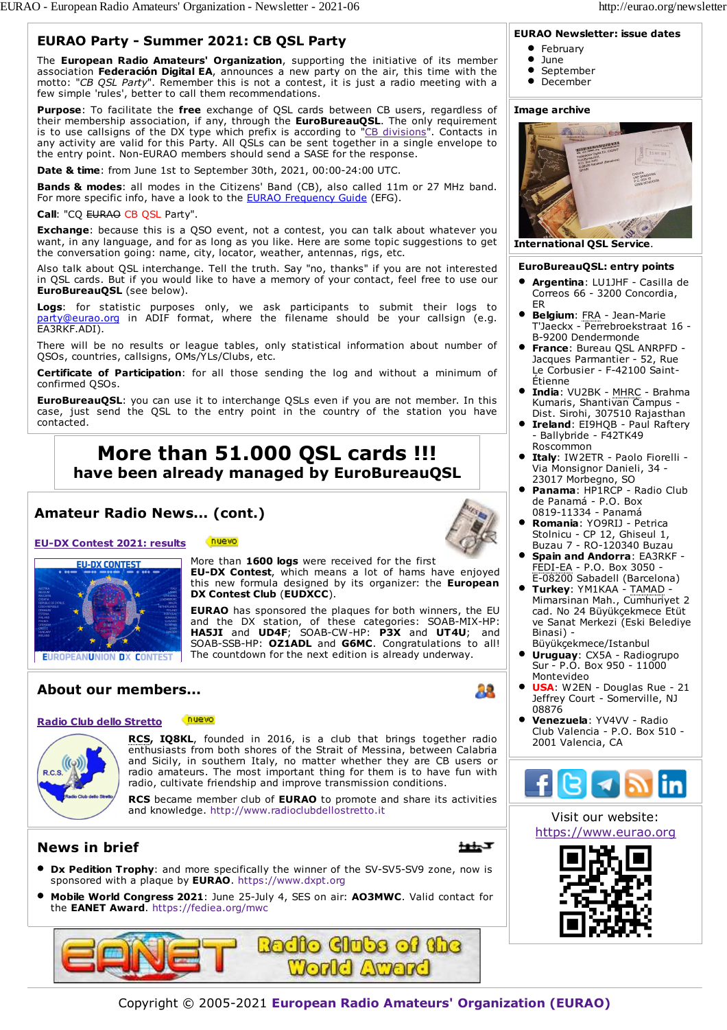## EURAO Party - Summer 2021: CB QSL Party

The **European Radio Amateurs' Organization**, supporting the initiative of its member association **Federación Digital EA**, announces a new party on the air, this time with the motto: "*CB QSL Party*". Remember this is not a contest, it is just a radio meeting with a few simple 'rules', better to call them recommendations.

**Purpose**: To facilitate the **free** exchange of QSL cards between CB users, regardless of their membership association, if any, through the **EuroBureauQSL**. The only requirement is to use callsigns of the DX type which prefix is according to "CB divisions". Contacts in any activity are valid for this Party. All QSLs can be sent together in a single envelope to the entry point. Non-EURAO members should send a SASE for the response.

**Date & time**: from June 1st to September 30th, 2021, 00:00-24:00 UTC.

**Bands & modes**: all modes in the Citizens' Band (CB), also called 11m or 27 MHz band. For more specific info, have a look to the EURAO Frequency Guide (EFG).

**Call**: "CQ ~~EURAO~~ CB QSL Party".

**Exchange**: because this is a QSO event, not a contest, you can talk about whatever you want, in any language, and for as long as you like. Here are some topic suggestions to get the conversation going: name, city, locator, weather, antennas, rigs, etc.

Also talk about QSL interchange. Tell the truth. Say "no, thanks" if you are not interested in QSL cards. But if you would like to have a memory of your contact, feel free to use our **EuroBureauQSL** (see below).

**Logs**: for statistic purposes only, we ask participants to submit their logs to party@eurao.org in ADIF format, where the filename should be your callsign (e.g. EA3RKF.ADI).

There will be no results or league tables, only statistical information about number of QSOs, countries, callsigns, OMs/YLs/Clubs, etc.

**Certificate of Participation**: for all those sending the log and without a minimum of confirmed QSOs.

**EuroBureauQSL**: you can use it to interchange QSLs even if you are not member. In this case, just send the QSL to the entry point in the country of the station you have contacted.

## More than 51.000 QSL cards !!!
### have been already managed by EuroBureauQSL

## Amateur Radio News... (cont.)

**EU-DX Contest 2021: results** nuevo

More than **1600 logs** were received for the first **EU-DX Contest**, which means a lot of hams have enjoyed this new formula designed by its organizer: the **European DX Contest Club** (**EUDXCC**).

**EURAO** has sponsored the plaques for both winners, the EU and the DX station, of these categories: SOAB-MIX-HP: **HA5JI** and **UD4F**; SOAB-CW-HP: **P3X** and **UT4U**; and SOAB-SSB-HP: **OZ1ADL** and **G6MC**. Congratulations to all! The countdown for the next edition is already underway.

## About our members...

**Radio Club dello Stretto** nuevo

**RCS**, **IQ8KL**, founded in 2016, is a club that brings together radio enthusiasts from both shores of the Strait of Messina, between Calabria and Sicily, in southern Italy, no matter whether they are CB users or radio amateurs. The most important thing for them is to have fun with radio, cultivate friendship and improve transmission conditions.

**RCS** became member club of **EURAO** to promote and share its activities and knowledge. http://www.radioclubdellostretto.it

## News in brief

- **Dx Pedition Trophy**: and more specifically the winner of the SV-SV5-SV9 zone, now is sponsored with a plaque by **EURAO**. https://www.dxpt.org
- **Mobile World Congress 2021**: June 25-July 4, SES on air: **AO3MWC**. Valid contact for the **EANET Award**. https://fediea.org/mwc

EANET Radio Clubs of the World Award

### EURAO Newsletter: issue dates

- February
- June
- September
- December

### Image archive

International QSL Service.

### EuroBureauQSL: entry points

- **Argentina**: LU1JHF - Casilla de Correos 66 - 3200 Concordia, ER
- **Belgium**: FRA - Jean-Marie T'Jaeckx - Perrebroekstraat 16 - B-9200 Dendermonde
- **France**: Bureau QSL ANRPFD - Jacques Parmantier - 52, Rue Le Corbusier - F-42100 Saint-Étienne
- **India**: VU2BK - MHRC - Brahma Kumaris, Shantivan Campus - Dist. Sirohi, 307510 Rajasthan
- **Ireland**: EI9HQB - Paul Raftery - Ballybride - F42TK49 Roscommon
- **Italy**: IW2ETR - Paolo Fiorelli - Via Monsignor Danieli, 34 - 23017 Morbegno, SO
- **Panama**: HP1RCP - Radio Club de Panamá - P.O. Box 0819-11334 - Panamá
- **Romania**: YO9RIJ - Petrica Stolnicu - CP 12, Ghiseul 1, Buzau 7 - RO-120340 Buzau
- **Spain and Andorra**: EA3RKF - FEDI-EA - P.O. Box 3050 - E-08200 Sabadell (Barcelona)
- **Turkey**: YM1KAA - TAMAD - Mimarsinan Mah., Cumhuriyet 2 cad. No 24 Büyükçekmece Etüt ve Sanat Merkezi (Eski Belediye Binasi) - Büyükçekmece/Istanbul
- **Uruguay**: CX5A - Radiogrupo Sur - P.O. Box 950 - 11000 Montevideo
- **USA**: W2EN - Douglas Rue - 21 Jeffrey Court - Somerville, NJ 08876
- **Venezuela**: YV4VV - Radio Club Valencia - P.O. Box 510 - 2001 Valencia, CA

Visit our website:
https://www.eurao.org

Copyright © 2005-2021 **European Radio Amateurs' Organization (EURAO)**